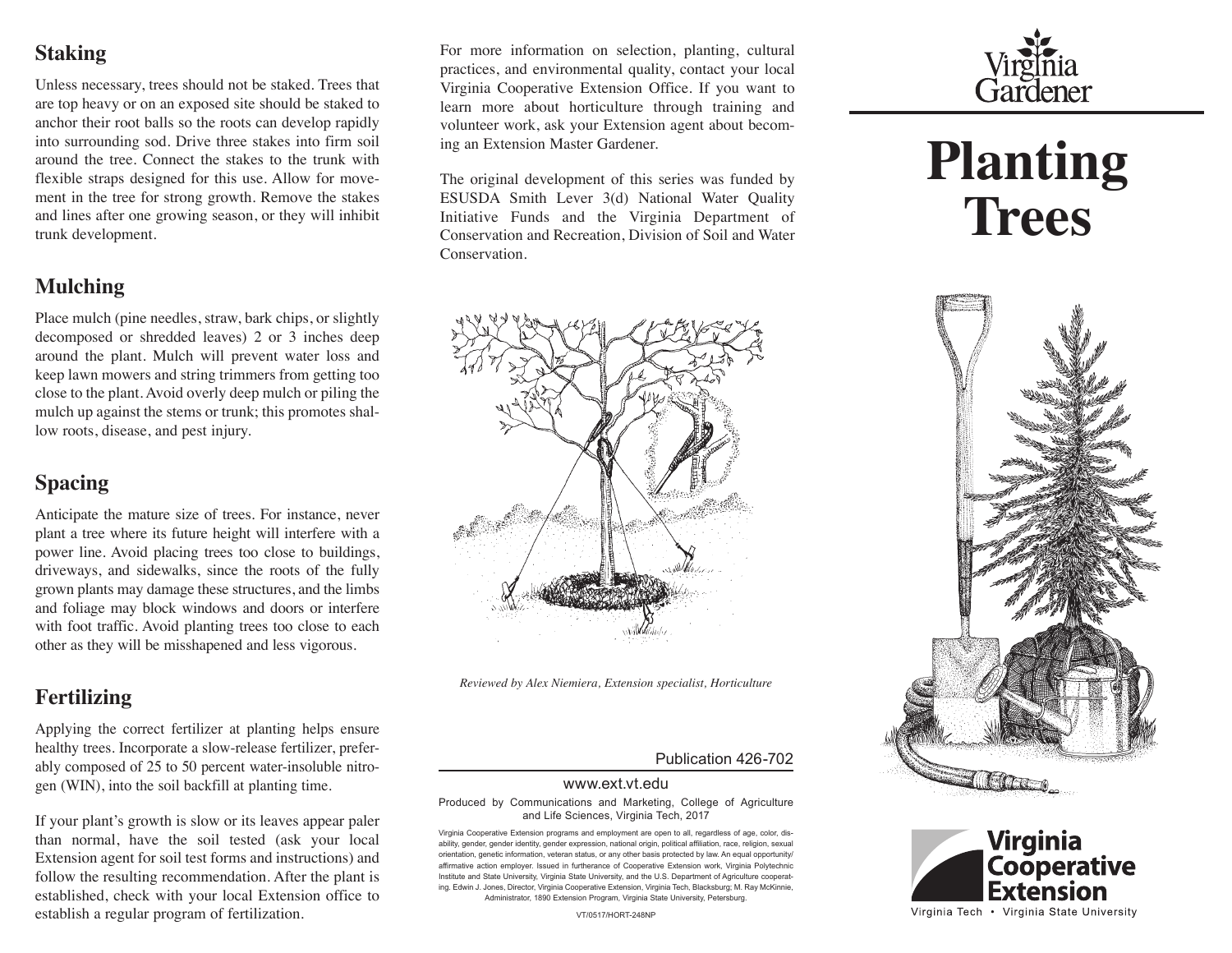## Staking

Unless necessary, trees should not be staked. Trees that are top heavy or on an exposed site should be staked to anchor their root balls so the roots can develop rapidly into surrounding sod. Drive three stakes into firm soil around the tree. Connect the stakes to the trunk with flexible straps designed for this use. Allow for movement in the tree for strong growth. Remove the stakes and lines after one growing season, or they will inhibit trunk development.

## Mulching

Place mulch (pine needles, straw, bark chips, or slightly decomposed or shredded leaves) 2 or 3 inches deep around the plant. Mulch will prevent water loss and keep lawn mowers and string trimmers from getting too close to the plant. Avoid overly deep mulch or piling the mulch up against the stems or trunk; this promotes shallow roots, disease, and pest injury.

## Spacing

Anticipate the mature size of trees. For instance, never plant a tree where its future height will interfere with a power line. Avoid placing trees too close to buildings, driveways, and sidewalks, since the roots of the fully grown plants may damage these structures, and the limbs and foliage may block windows and doors or interfere with foot traffic. Avoid planting trees too close to each other as they will be misshapened and less vigorous.

## Fertilizing

Applying the correct fertilizer at planting helps ensure healthy trees. Incorporate a slow-release fertilizer, preferably composed of 25 to 50 percent water-insoluble nitrogen (WIN), into the soil backfill at planting time.

If your plant's growth is slow or its leaves appear paler than normal, have the soil tested (ask your local Extension agent for soil test forms and instructions) and follow the resulting recommendation. After the plant is established, check with your local Extension office to establish a regular program of fertilization.

For more information on selection, planting, cultural practices, and environmental quality, contact your local Virginia Cooperative Extension Office. If you want to learn more about horticulture through training and volunteer work, ask your Extension agent about becoming an Extension Master Gardener.

The original development of this series was funded by ESUSDA Smith Lever 3(d) National Water Quality Initiative Funds and the Virginia Department of Conservation and Recreation, Division of Soil and Water Conservation.

*Reviewed by Alex Niemiera, Extension specialist, Horticulture*

Publication 426-702

www.ext.vt.edu

Produced by Communications and Marketing, College of Agriculture and Life Sciences, Virginia Tech, 2017

Virginia Cooperative Extension programs and employment are open to all, regardless of age, color, disability, gender, gender identity, gender expression, national origin, political affiliation, race, religion, sexual orientation, genetic information, veteran status, or any other basis protected by law. An equal opportunity/affirmative action employer. Issued in furtherance of Cooperative Extension work, Virginia Polytechnic Institute and State University, Virginia State University, and the U.S. Department of Agriculture cooperating. Edwin J. Jones, Director, Virginia Cooperative Extension, Virginia Tech, Blacksburg; M. Ray McKinnie, Administrator, 1890 Extension Program, Virginia State University, Petersburg.

VT/0517/HORT-248NP

Virginia Gardener

# Planting Trees

Virginia Cooperative Extension

Virginia Tech • Virginia State University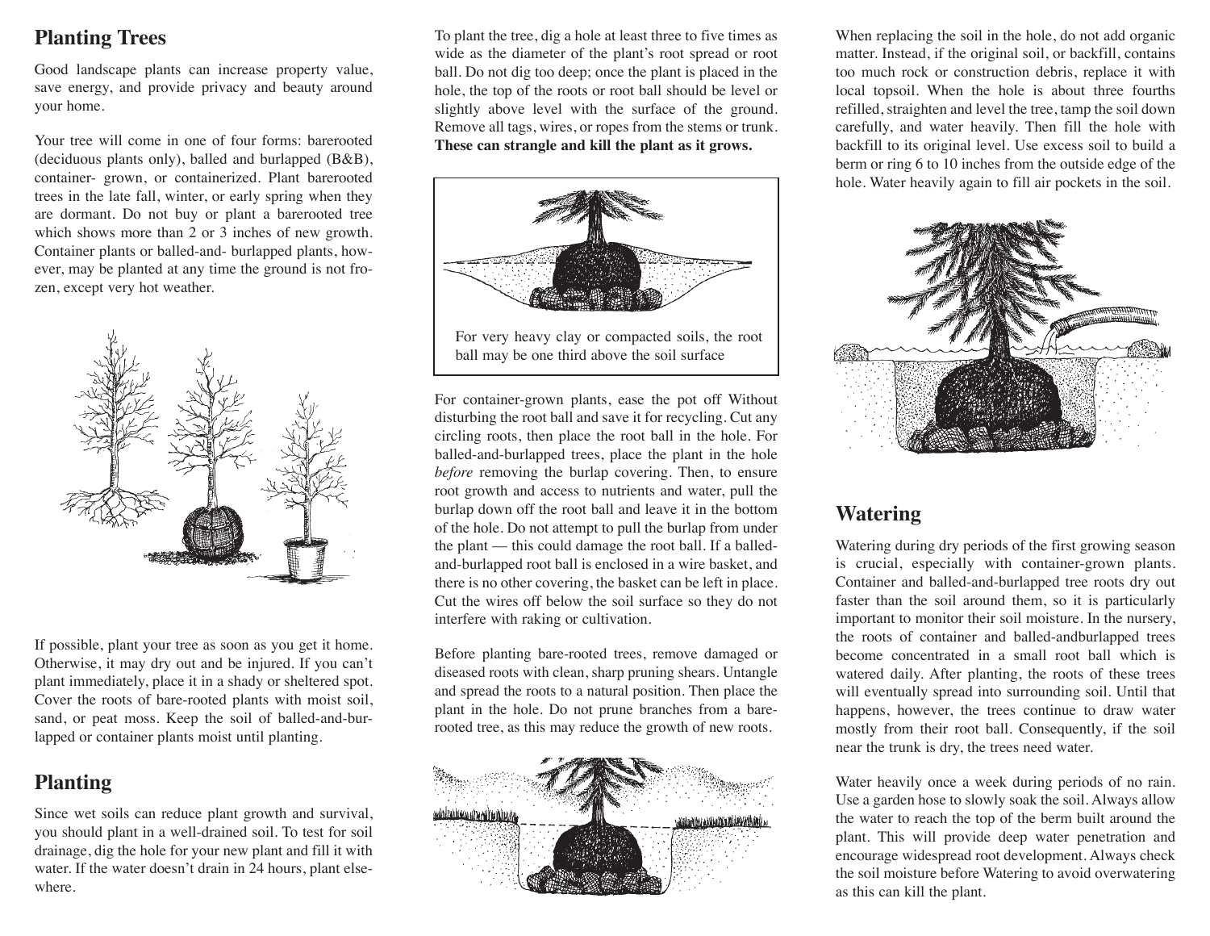## Planting Trees

Good landscape plants can increase property value, save energy, and provide privacy and beauty around your home.

Your tree will come in one of four forms: barerooted (deciduous plants only), balled and burlapped (B&B), container- grown, or containerized. Plant barerooted trees in the late fall, winter, or early spring when they are dormant. Do not buy or plant a barerooted tree which shows more than 2 or 3 inches of new growth. Container plants or balled-and- burlapped plants, however, may be planted at any time the ground is not frozen, except very hot weather.

If possible, plant your tree as soon as you get it home. Otherwise, it may dry out and be injured. If you can't plant immediately, place it in a shady or sheltered spot. Cover the roots of bare-rooted plants with moist soil, sand, or peat moss. Keep the soil of balled-and-burlapped or container plants moist until planting.

## Planting

Since wet soils can reduce plant growth and survival, you should plant in a well-drained soil. To test for soil drainage, dig the hole for your new plant and fill it with water. If the water doesn't drain in 24 hours, plant elsewhere.

To plant the tree, dig a hole at least three to five times as wide as the diameter of the plant's root spread or root ball. Do not dig too deep; once the plant is placed in the hole, the top of the roots or root ball should be level or slightly above level with the surface of the ground. Remove all tags, wires, or ropes from the stems or trunk. **These can strangle and kill the plant as it grows.**

For very heavy clay or compacted soils, the root ball may be one third above the soil surface

For container-grown plants, ease the pot off Without disturbing the root ball and save it for recycling. Cut any circling roots, then place the root ball in the hole. For balled-and-burlapped trees, place the plant in the hole *before* removing the burlap covering. Then, to ensure root growth and access to nutrients and water, pull the burlap down off the root ball and leave it in the bottom of the hole. Do not attempt to pull the burlap from under the plant — this could damage the root ball. If a balled-and-burlapped root ball is enclosed in a wire basket, and there is no other covering, the basket can be left in place. Cut the wires off below the soil surface so they do not interfere with raking or cultivation.

Before planting bare-rooted trees, remove damaged or diseased roots with clean, sharp pruning shears. Untangle and spread the roots to a natural position. Then place the plant in the hole. Do not prune branches from a bare-rooted tree, as this may reduce the growth of new roots.

When replacing the soil in the hole, do not add organic matter. Instead, if the original soil, or backfill, contains too much rock or construction debris, replace it with local topsoil. When the hole is about three fourths refilled, straighten and level the tree, tamp the soil down carefully, and water heavily. Then fill the hole with backfill to its original level. Use excess soil to build a berm or ring 6 to 10 inches from the outside edge of the hole. Water heavily again to fill air pockets in the soil.

## Watering

Watering during dry periods of the first growing season is crucial, especially with container-grown plants. Container and balled-and-burlapped tree roots dry out faster than the soil around them, so it is particularly important to monitor their soil moisture. In the nursery, the roots of container and balled-andburlapped trees become concentrated in a small root ball which is watered daily. After planting, the roots of these trees will eventually spread into surrounding soil. Until that happens, however, the trees continue to draw water mostly from their root ball. Consequently, if the soil near the trunk is dry, the trees need water.

Water heavily once a week during periods of no rain. Use a garden hose to slowly soak the soil. Always allow the water to reach the top of the berm built around the plant. This will provide deep water penetration and encourage widespread root development. Always check the soil moisture before Watering to avoid overwatering as this can kill the plant.